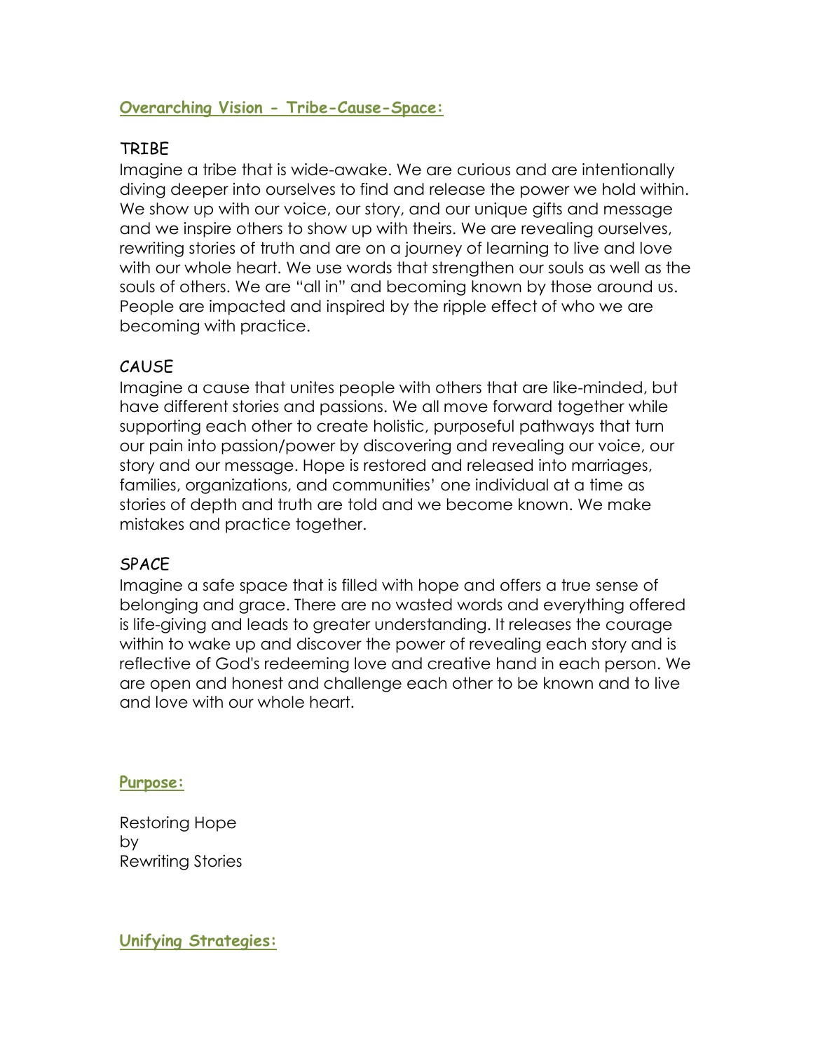## Overarching Vision - Tribe-Cause-Space:

### TRIBE

Imagine a tribe that is wide-awake. We are curious and are intentionally diving deeper into ourselves to find and release the power we hold within. We show up with our voice, our story, and our unique gifts and message and we inspire others to show up with theirs. We are revealing ourselves, rewriting stories of truth and are on a journey of learning to live and love with our whole heart. We use words that strengthen our souls as well as the souls of others. We are "all in" and becoming known by those around us. People are impacted and inspired by the ripple effect of who we are becoming with practice.

### CAUSE

Imagine a cause that unites people with others that are like-minded, but have different stories and passions. We all move forward together while supporting each other to create holistic, purposeful pathways that turn our pain into passion/power by discovering and revealing our voice, our story and our message. Hope is restored and released into marriages, families, organizations, and communities' one individual at a time as stories of depth and truth are told and we become known. We make mistakes and practice together.

### SPACE

Imagine a safe space that is filled with hope and offers a true sense of belonging and grace. There are no wasted words and everything offered is life-giving and leads to greater understanding. It releases the courage within to wake up and discover the power of revealing each story and is reflective of God's redeeming love and creative hand in each person. We are open and honest and challenge each other to be known and to live and love with our whole heart.

## Purpose:

Restoring Hope
by
Rewriting Stories

## Unifying Strategies: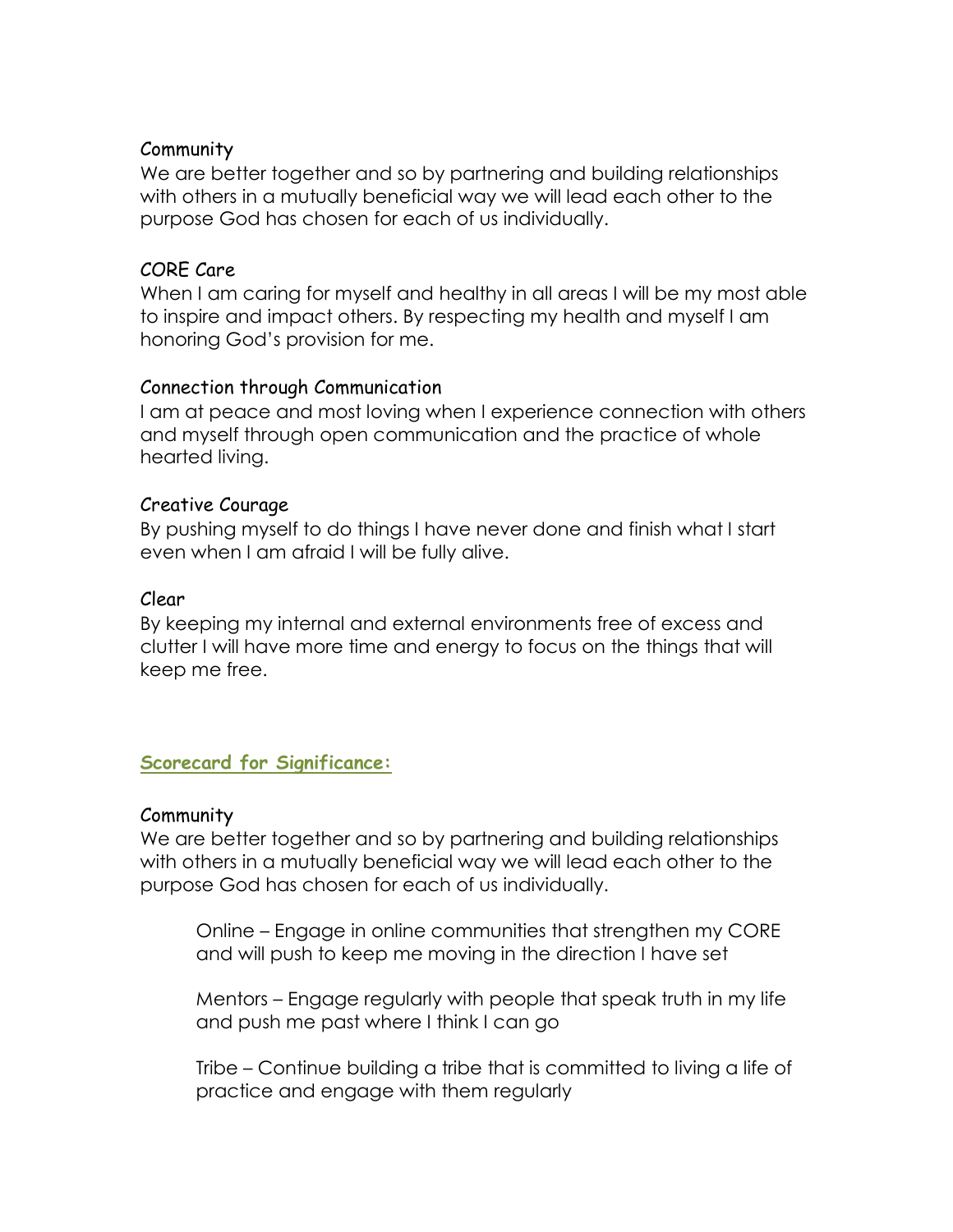Community

We are better together and so by partnering and building relationships with others in a mutually beneficial way we will lead each other to the purpose God has chosen for each of us individually.

CORE Care

When I am caring for myself and healthy in all areas I will be my most able to inspire and impact others. By respecting my health and myself I am honoring God's provision for me.

Connection through Communication

I am at peace and most loving when I experience connection with others and myself through open communication and the practice of whole hearted living.

Creative Courage

By pushing myself to do things I have never done and finish what I start even when I am afraid I will be fully alive.

Clear

By keeping my internal and external environments free of excess and clutter I will have more time and energy to focus on the things that will keep me free.

## Scorecard for Significance:

Community

We are better together and so by partnering and building relationships with others in a mutually beneficial way we will lead each other to the purpose God has chosen for each of us individually.

> Online – Engage in online communities that strengthen my CORE and will push to keep me moving in the direction I have set
>
> Mentors – Engage regularly with people that speak truth in my life and push me past where I think I can go
>
> Tribe – Continue building a tribe that is committed to living a life of practice and engage with them regularly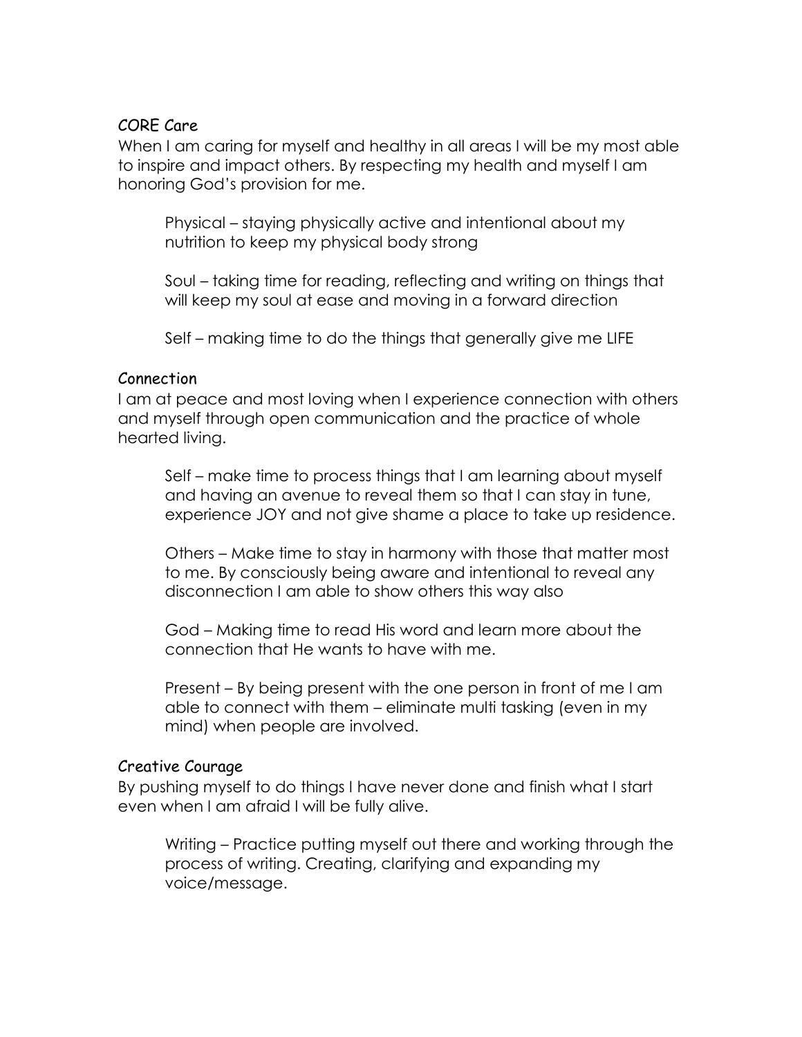## CORE Care

When I am caring for myself and healthy in all areas I will be my most able to inspire and impact others. By respecting my health and myself I am honoring God's provision for me.

> Physical – staying physically active and intentional about my nutrition to keep my physical body strong
>
> Soul – taking time for reading, reflecting and writing on things that will keep my soul at ease and moving in a forward direction
>
> Self – making time to do the things that generally give me LIFE

## Connection

I am at peace and most loving when I experience connection with others and myself through open communication and the practice of whole hearted living.

> Self – make time to process things that I am learning about myself and having an avenue to reveal them so that I can stay in tune, experience JOY and not give shame a place to take up residence.
>
> Others – Make time to stay in harmony with those that matter most to me. By consciously being aware and intentional to reveal any disconnection I am able to show others this way also
>
> God – Making time to read His word and learn more about the connection that He wants to have with me.
>
> Present – By being present with the one person in front of me I am able to connect with them – eliminate multi tasking (even in my mind) when people are involved.

## Creative Courage

By pushing myself to do things I have never done and finish what I start even when I am afraid I will be fully alive.

> Writing – Practice putting myself out there and working through the process of writing. Creating, clarifying and expanding my voice/message.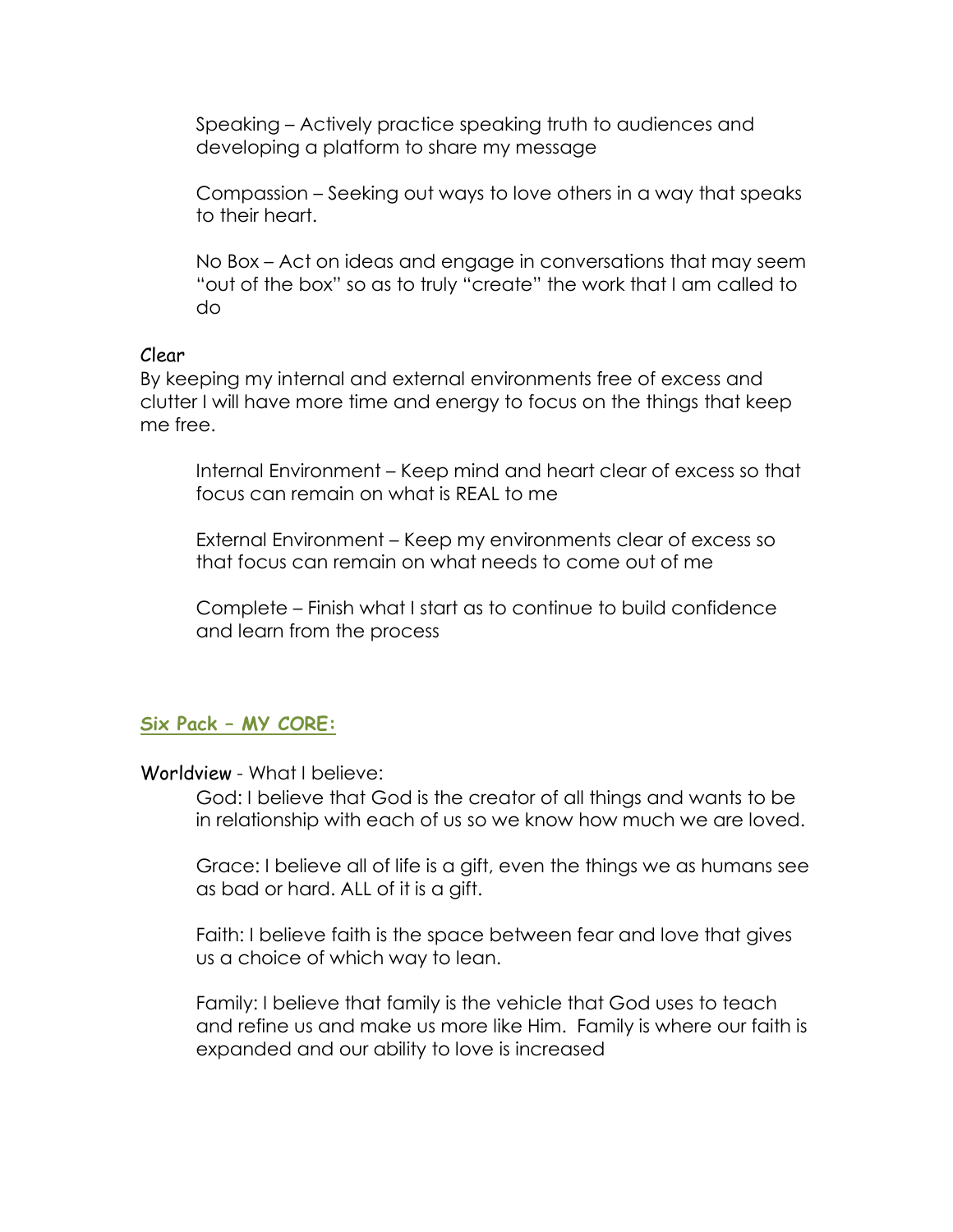Speaking – Actively practice speaking truth to audiences and developing a platform to share my message

Compassion – Seeking out ways to love others in a way that speaks to their heart.

No Box – Act on ideas and engage in conversations that may seem "out of the box" so as to truly "create" the work that I am called to do

Clear

By keeping my internal and external environments free of excess and clutter I will have more time and energy to focus on the things that keep me free.

Internal Environment – Keep mind and heart clear of excess so that focus can remain on what is REAL to me

External Environment – Keep my environments clear of excess so that focus can remain on what needs to come out of me

Complete – Finish what I start as to continue to build confidence and learn from the process

## Six Pack – MY CORE:

Worldview - What I believe:

God: I believe that God is the creator of all things and wants to be in relationship with each of us so we know how much we are loved.

Grace: I believe all of life is a gift, even the things we as humans see as bad or hard. ALL of it is a gift.

Faith: I believe faith is the space between fear and love that gives us a choice of which way to lean.

Family: I believe that family is the vehicle that God uses to teach and refine us and make us more like Him. Family is where our faith is expanded and our ability to love is increased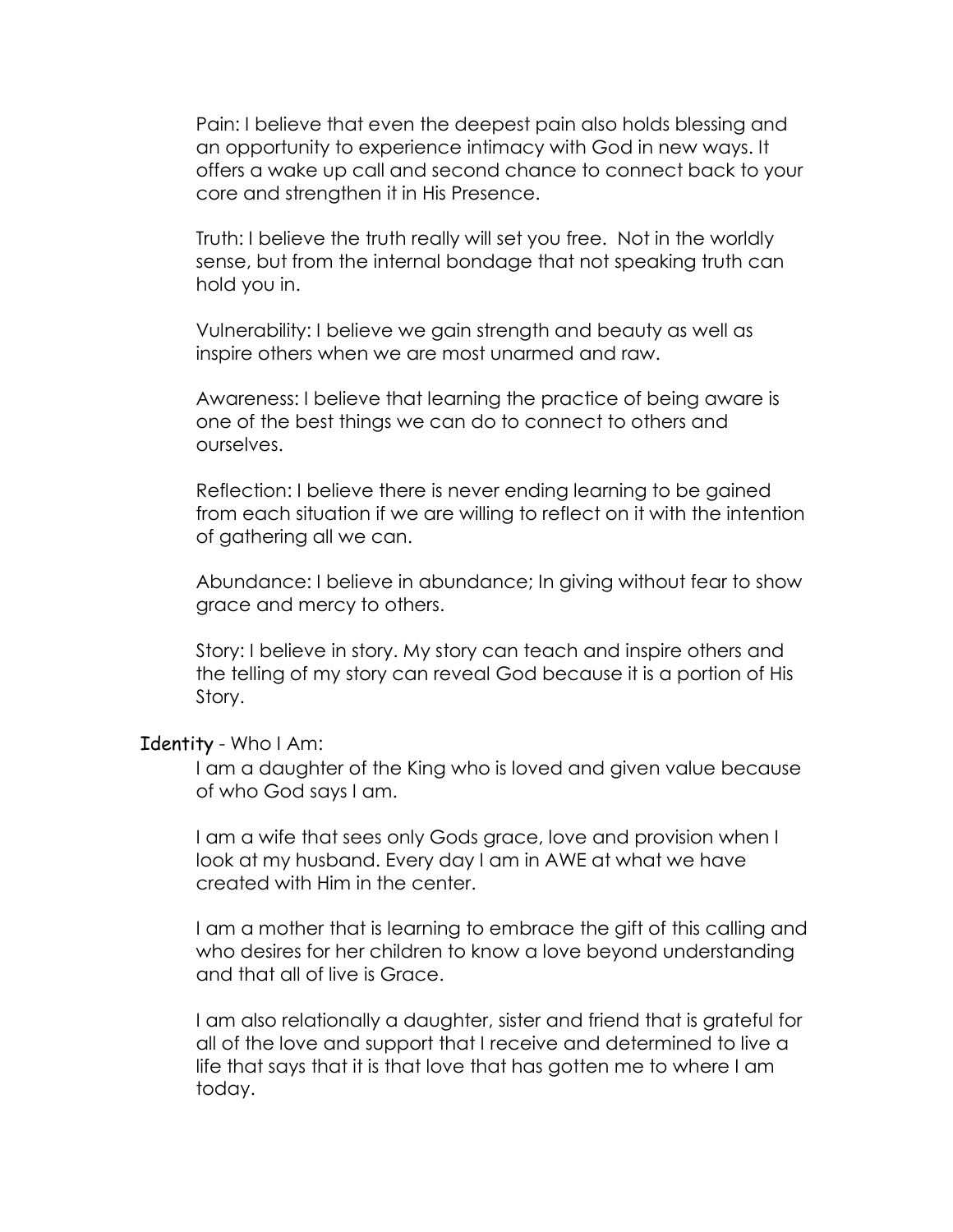Pain: I believe that even the deepest pain also holds blessing and an opportunity to experience intimacy with God in new ways. It offers a wake up call and second chance to connect back to your core and strengthen it in His Presence.

Truth: I believe the truth really will set you free.  Not in the worldly sense, but from the internal bondage that not speaking truth can hold you in.

Vulnerability: I believe we gain strength and beauty as well as inspire others when we are most unarmed and raw.

Awareness: I believe that learning the practice of being aware is one of the best things we can do to connect to others and ourselves.

Reflection: I believe there is never ending learning to be gained from each situation if we are willing to reflect on it with the intention of gathering all we can.

Abundance: I believe in abundance; In giving without fear to show grace and mercy to others.

Story: I believe in story. My story can teach and inspire others and the telling of my story can reveal God because it is a portion of His Story.

**Identity** - Who I Am:

I am a daughter of the King who is loved and given value because of who God says I am.

I am a wife that sees only Gods grace, love and provision when I look at my husband. Every day I am in AWE at what we have created with Him in the center.

I am a mother that is learning to embrace the gift of this calling and who desires for her children to know a love beyond understanding and that all of live is Grace.

I am also relationally a daughter, sister and friend that is grateful for all of the love and support that I receive and determined to live a life that says that it is that love that has gotten me to where I am today.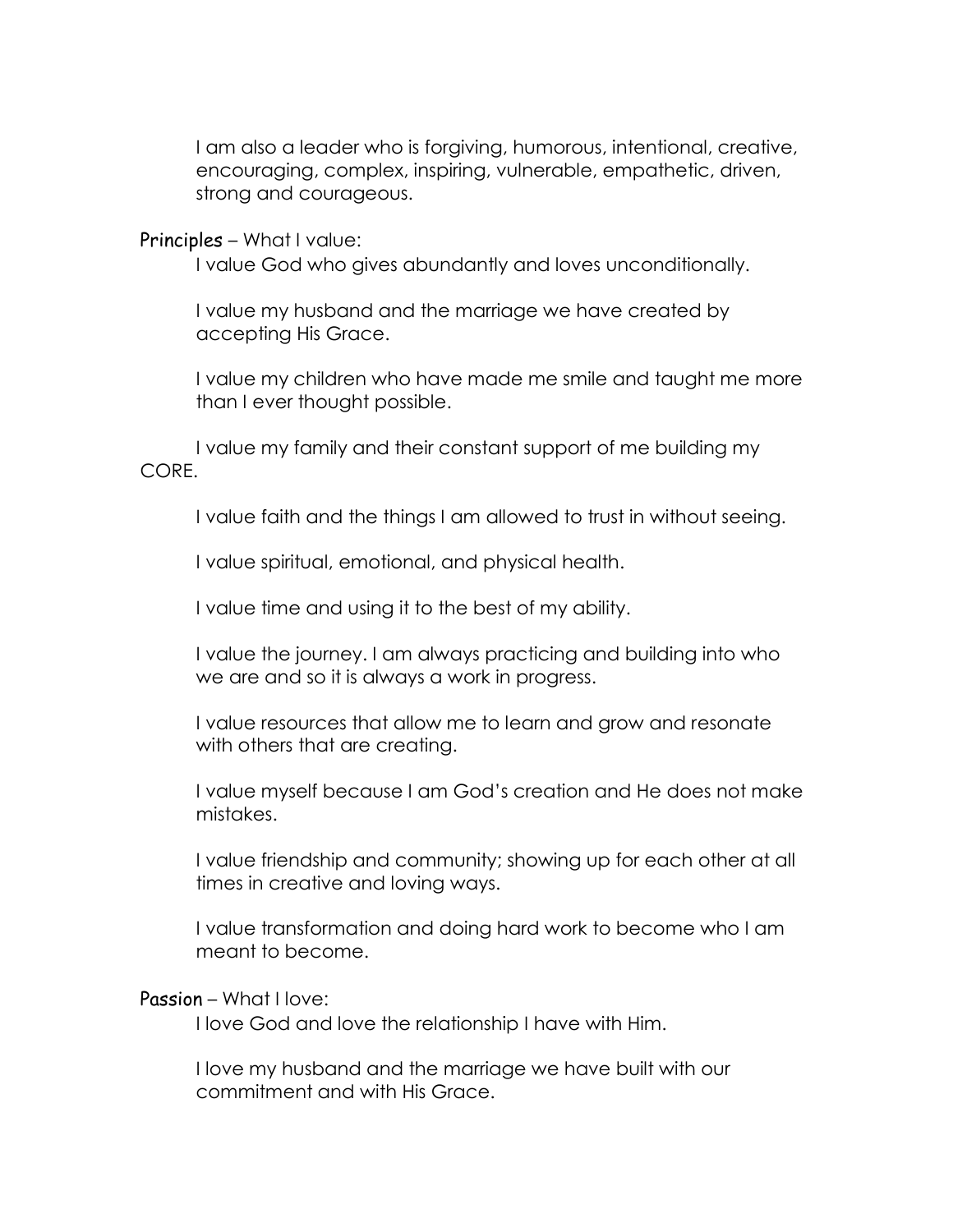I am also a leader who is forgiving, humorous, intentional, creative, encouraging, complex, inspiring, vulnerable, empathetic, driven, strong and courageous.

Principles – What I value:

I value God who gives abundantly and loves unconditionally.

I value my husband and the marriage we have created by accepting His Grace.

I value my children who have made me smile and taught me more than I ever thought possible.

I value my family and their constant support of me building my CORE.

I value faith and the things I am allowed to trust in without seeing.

I value spiritual, emotional, and physical health.

I value time and using it to the best of my ability.

I value the journey. I am always practicing and building into who we are and so it is always a work in progress.

I value resources that allow me to learn and grow and resonate with others that are creating.

I value myself because I am God's creation and He does not make mistakes.

I value friendship and community; showing up for each other at all times in creative and loving ways.

I value transformation and doing hard work to become who I am meant to become.

Passion – What I love:

I love God and love the relationship I have with Him.

I love my husband and the marriage we have built with our commitment and with His Grace.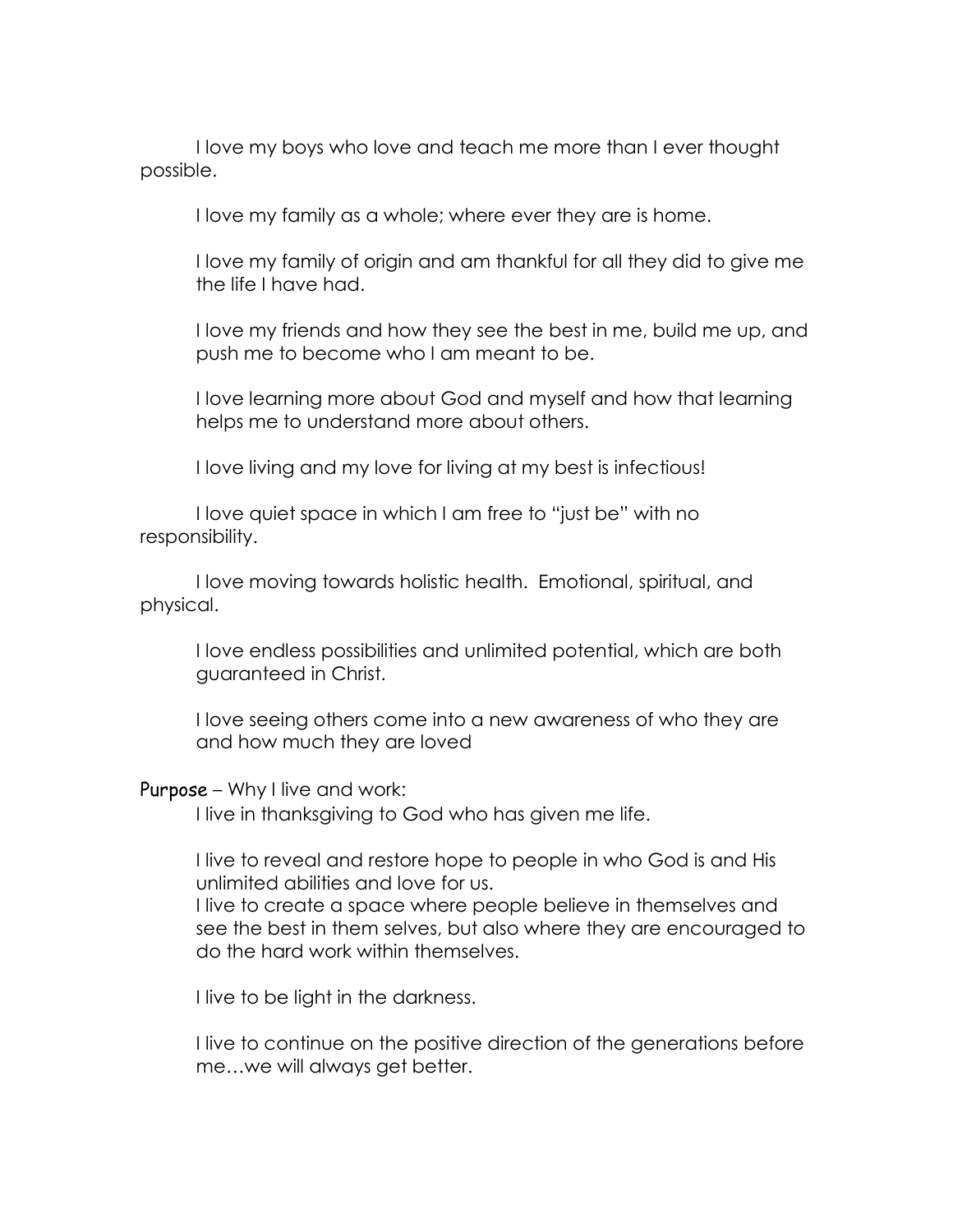I love my boys who love and teach me more than I ever thought possible.

I love my family as a whole; where ever they are is home.

I love my family of origin and am thankful for all they did to give me the life I have had.

I love my friends and how they see the best in me, build me up, and push me to become who I am meant to be.

I love learning more about God and myself and how that learning helps me to understand more about others.

I love living and my love for living at my best is infectious!

I love quiet space in which I am free to "just be" with no responsibility.

I love moving towards holistic health. Emotional, spiritual, and physical.

I love endless possibilities and unlimited potential, which are both guaranteed in Christ.

I love seeing others come into a new awareness of who they are and how much they are loved

Purpose – Why I live and work:

I live in thanksgiving to God who has given me life.

I live to reveal and restore hope to people in who God is and His unlimited abilities and love for us.
I live to create a space where people believe in themselves and see the best in them selves, but also where they are encouraged to do the hard work within themselves.

I live to be light in the darkness.

I live to continue on the positive direction of the generations before me…we will always get better.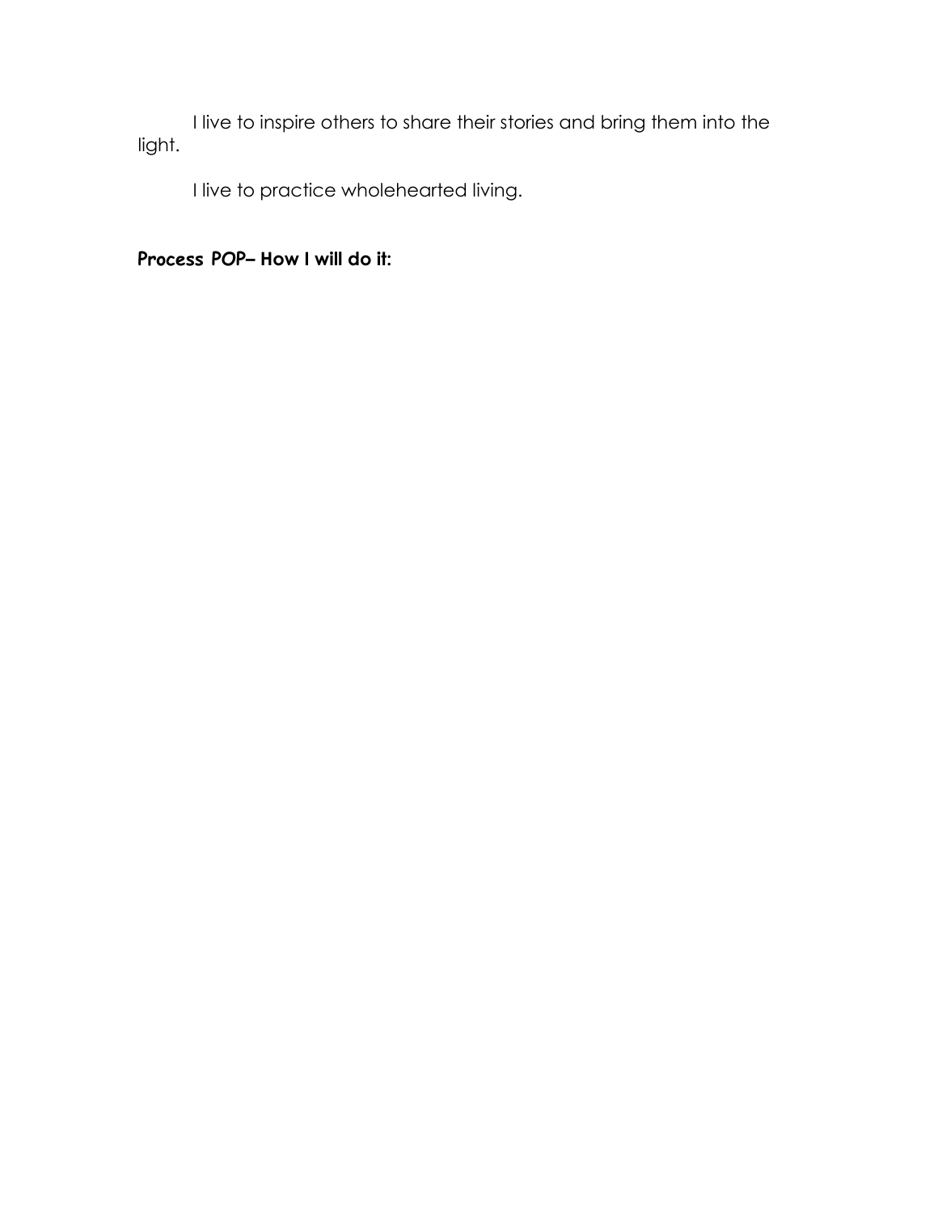I live to inspire others to share their stories and bring them into the light.

I live to practice wholehearted living.

**Process POP– How I will do it:**